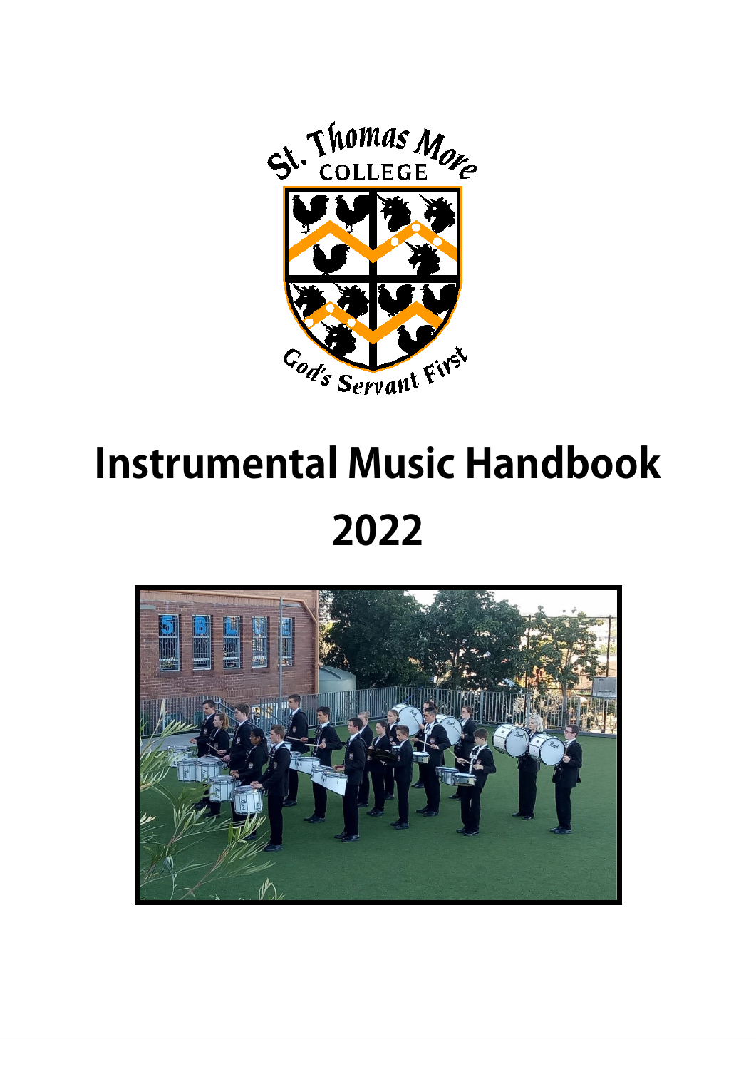St. Thomas More COLLEGE

God's Servant First

# Instrumental Music Handbook

# 2022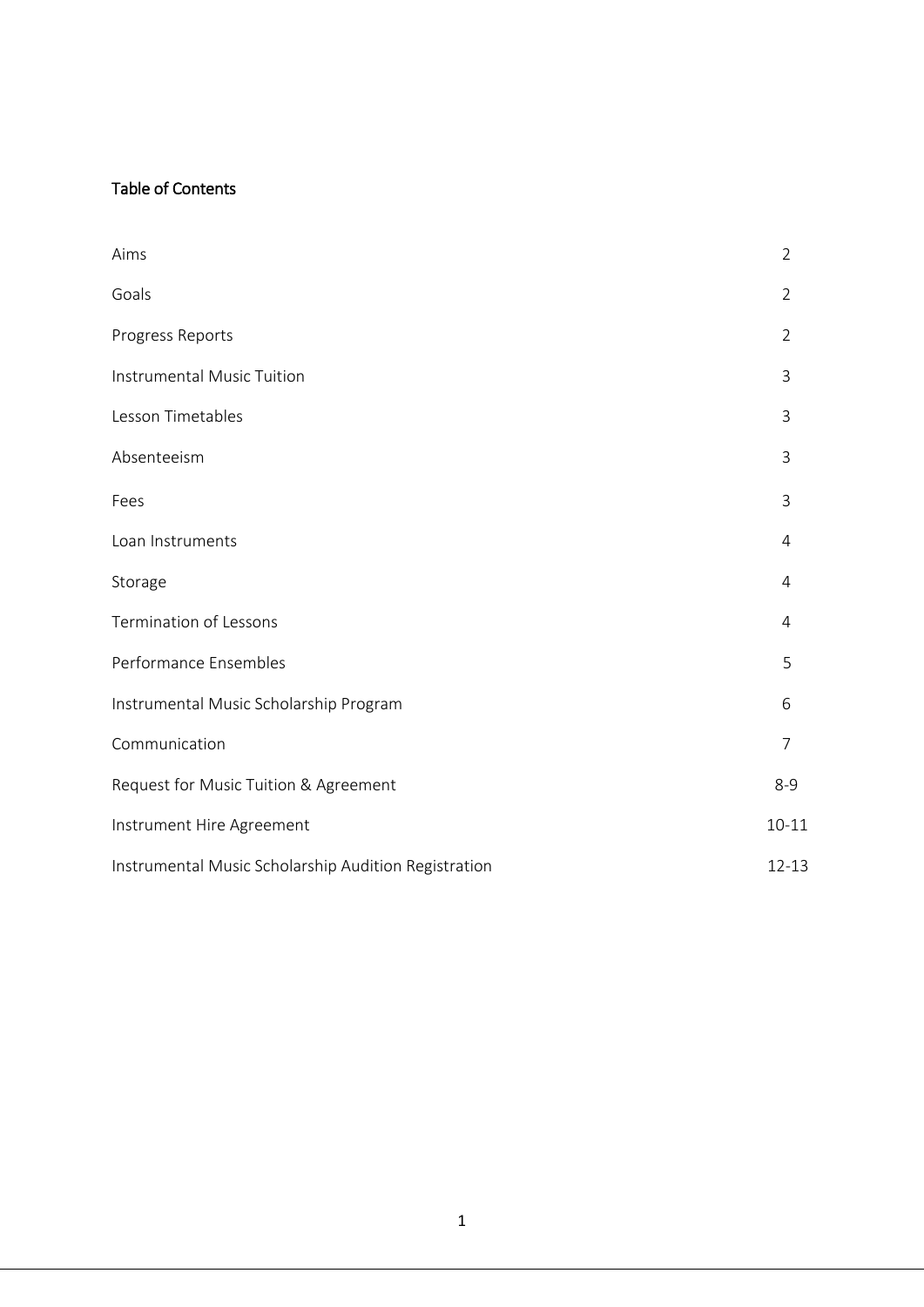## Table of Contents

| | |
|---|---|
| Aims | 2 |
| Goals | 2 |
| Progress Reports | 2 |
| Instrumental Music Tuition | 3 |
| Lesson Timetables | 3 |
| Absenteeism | 3 |
| Fees | 3 |
| Loan Instruments | 4 |
| Storage | 4 |
| Termination of Lessons | 4 |
| Performance Ensembles | 5 |
| Instrumental Music Scholarship Program | 6 |
| Communication | 7 |
| Request for Music Tuition & Agreement | 8-9 |
| Instrument Hire Agreement | 10-11 |
| Instrumental Music Scholarship Audition Registration | 12-13 |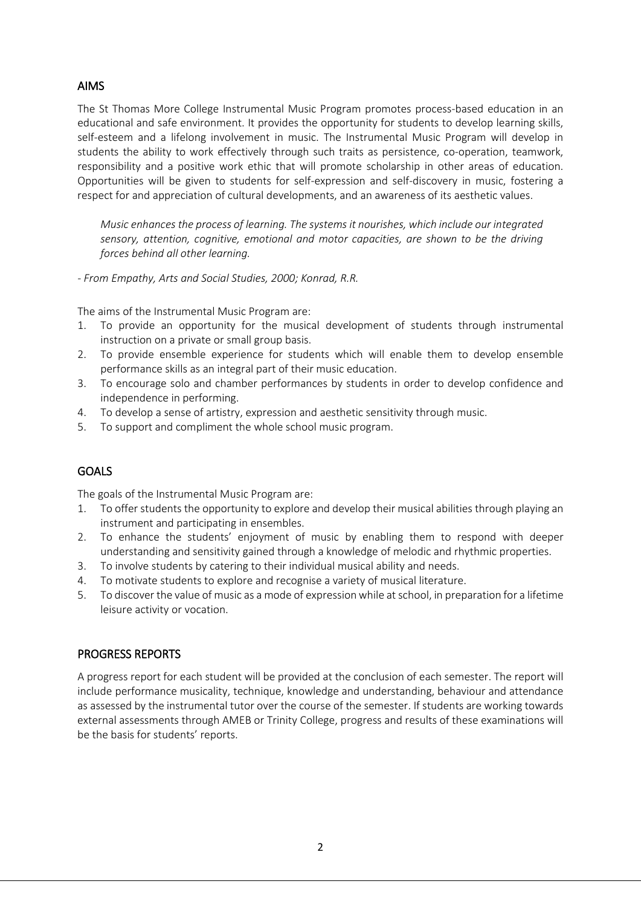## AIMS

The St Thomas More College Instrumental Music Program promotes process-based education in an educational and safe environment. It provides the opportunity for students to develop learning skills, self-esteem and a lifelong involvement in music. The Instrumental Music Program will develop in students the ability to work effectively through such traits as persistence, co-operation, teamwork, responsibility and a positive work ethic that will promote scholarship in other areas of education. Opportunities will be given to students for self-expression and self-discovery in music, fostering a respect for and appreciation of cultural developments, and an awareness of its aesthetic values.

> *Music enhances the process of learning. The systems it nourishes, which include our integrated sensory, attention, cognitive, emotional and motor capacities, are shown to be the driving forces behind all other learning.*

*- From Empathy, Arts and Social Studies, 2000; Konrad, R.R.*

The aims of the Instrumental Music Program are:

1. To provide an opportunity for the musical development of students through instrumental instruction on a private or small group basis.
2. To provide ensemble experience for students which will enable them to develop ensemble performance skills as an integral part of their music education.
3. To encourage solo and chamber performances by students in order to develop confidence and independence in performing.
4. To develop a sense of artistry, expression and aesthetic sensitivity through music.
5. To support and compliment the whole school music program.

## GOALS

The goals of the Instrumental Music Program are:

1. To offer students the opportunity to explore and develop their musical abilities through playing an instrument and participating in ensembles.
2. To enhance the students' enjoyment of music by enabling them to respond with deeper understanding and sensitivity gained through a knowledge of melodic and rhythmic properties.
3. To involve students by catering to their individual musical ability and needs.
4. To motivate students to explore and recognise a variety of musical literature.
5. To discover the value of music as a mode of expression while at school, in preparation for a lifetime leisure activity or vocation.

## PROGRESS REPORTS

A progress report for each student will be provided at the conclusion of each semester. The report will include performance musicality, technique, knowledge and understanding, behaviour and attendance as assessed by the instrumental tutor over the course of the semester. If students are working towards external assessments through AMEB or Trinity College, progress and results of these examinations will be the basis for students' reports.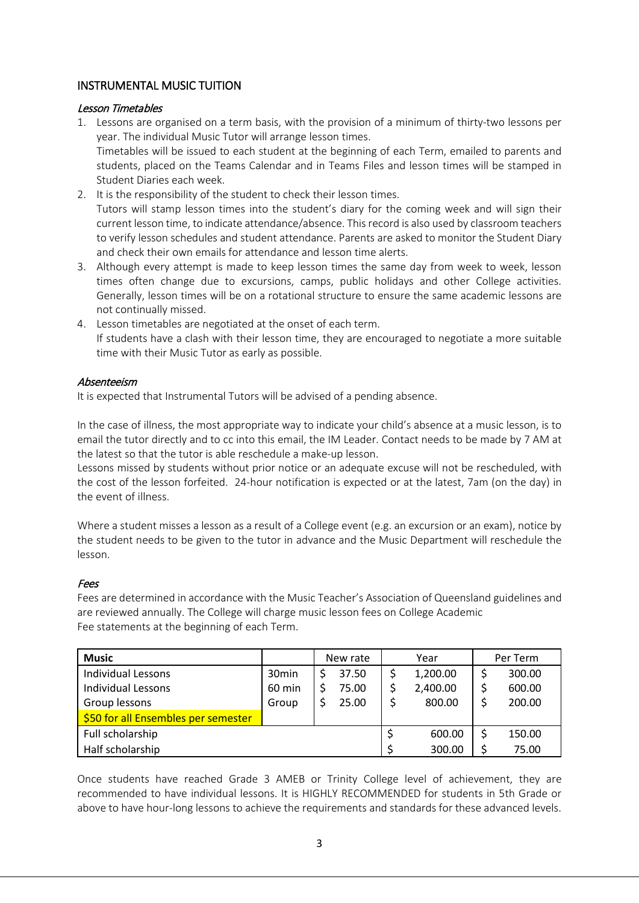## INSTRUMENTAL MUSIC TUITION

### *Lesson Timetables*

1. Lessons are organised on a term basis, with the provision of a minimum of thirty-two lessons per year. The individual Music Tutor will arrange lesson times.
   Timetables will be issued to each student at the beginning of each Term, emailed to parents and students, placed on the Teams Calendar and in Teams Files and lesson times will be stamped in Student Diaries each week.
2. It is the responsibility of the student to check their lesson times.
   Tutors will stamp lesson times into the student's diary for the coming week and will sign their current lesson time, to indicate attendance/absence. This record is also used by classroom teachers to verify lesson schedules and student attendance. Parents are asked to monitor the Student Diary and check their own emails for attendance and lesson time alerts.
3. Although every attempt is made to keep lesson times the same day from week to week, lesson times often change due to excursions, camps, public holidays and other College activities. Generally, lesson times will be on a rotational structure to ensure the same academic lessons are not continually missed.
4. Lesson timetables are negotiated at the onset of each term.
   If students have a clash with their lesson time, they are encouraged to negotiate a more suitable time with their Music Tutor as early as possible.

### *Absenteeism*

It is expected that Instrumental Tutors will be advised of a pending absence.

In the case of illness, the most appropriate way to indicate your child's absence at a music lesson, is to email the tutor directly and to cc into this email, the IM Leader. Contact needs to be made by 7 AM at the latest so that the tutor is able reschedule a make-up lesson.
Lessons missed by students without prior notice or an adequate excuse will not be rescheduled, with the cost of the lesson forfeited. 24-hour notification is expected or at the latest, 7am (on the day) in the event of illness.

Where a student misses a lesson as a result of a College event (e.g. an excursion or an exam), notice by the student needs to be given to the tutor in advance and the Music Department will reschedule the lesson.

### *Fees*

Fees are determined in accordance with the Music Teacher's Association of Queensland guidelines and are reviewed annually. The College will charge music lesson fees on College Academic Fee statements at the beginning of each Term.

| **Music** | | New rate | Year | Per Term |
|---|---|---|---|---|
| Individual Lessons | 30min | $ 37.50 | $ 1,200.00 | $ 300.00 |
| Individual Lessons | 60 min | $ 75.00 | $ 2,400.00 | $ 600.00 |
| Group lessons | Group | $ 25.00 | $ 800.00 | $ 200.00 |
| $50 for all Ensembles per semester | | | | |
| Full scholarship | | | $ 600.00 | $ 150.00 |
| Half scholarship | | | $ 300.00 | $ 75.00 |

Once students have reached Grade 3 AMEB or Trinity College level of achievement, they are recommended to have individual lessons. It is HIGHLY RECOMMENDED for students in 5th Grade or above to have hour-long lessons to achieve the requirements and standards for these advanced levels.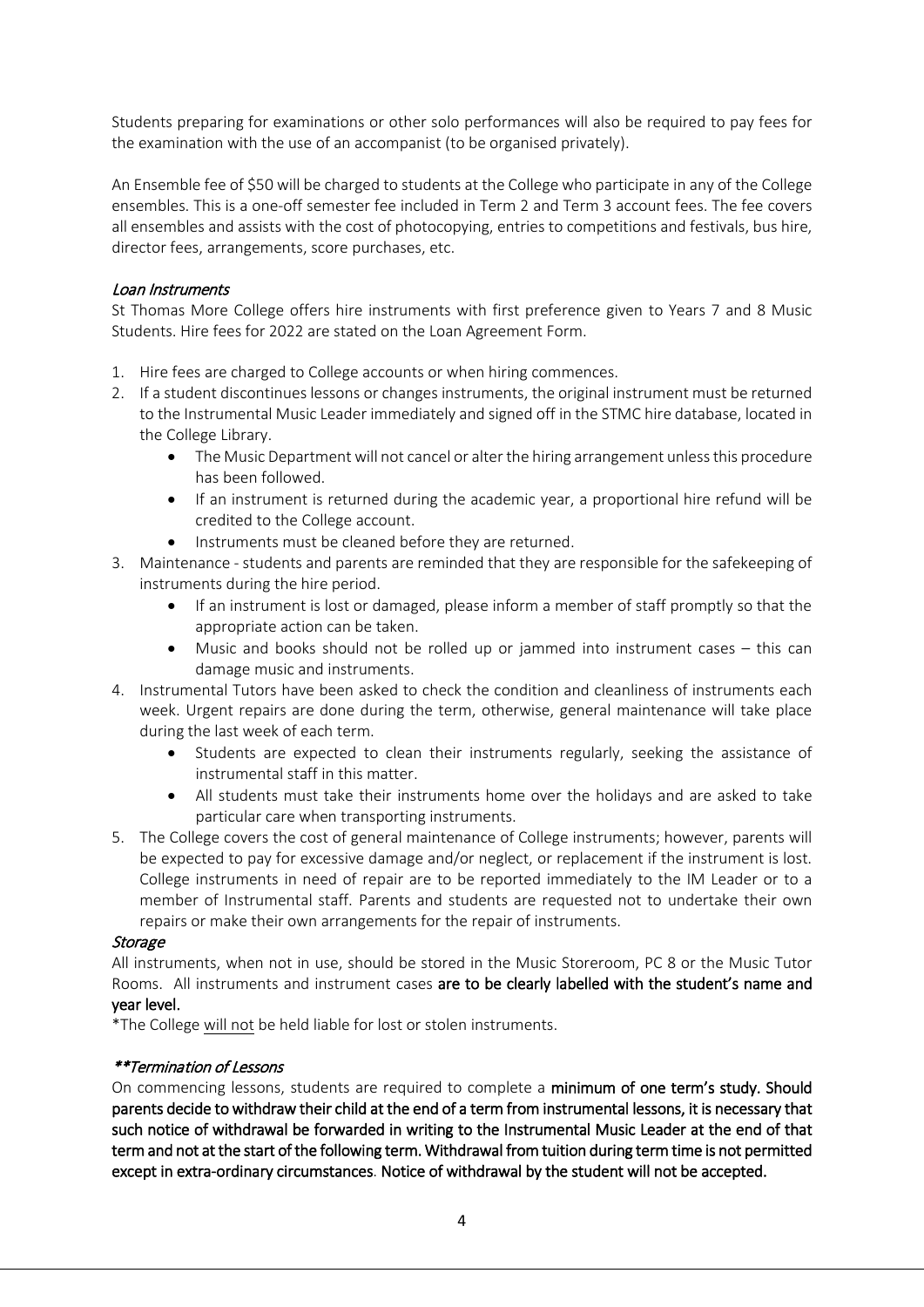Students preparing for examinations or other solo performances will also be required to pay fees for the examination with the use of an accompanist (to be organised privately).

An Ensemble fee of $50 will be charged to students at the College who participate in any of the College ensembles. This is a one-off semester fee included in Term 2 and Term 3 account fees. The fee covers all ensembles and assists with the cost of photocopying, entries to competitions and festivals, bus hire, director fees, arrangements, score purchases, etc.

### *Loan Instruments*

St Thomas More College offers hire instruments with first preference given to Years 7 and 8 Music Students. Hire fees for 2022 are stated on the Loan Agreement Form.

1. Hire fees are charged to College accounts or when hiring commences.
2. If a student discontinues lessons or changes instruments, the original instrument must be returned to the Instrumental Music Leader immediately and signed off in the STMC hire database, located in the College Library.
   - The Music Department will not cancel or alter the hiring arrangement unless this procedure has been followed.
   - If an instrument is returned during the academic year, a proportional hire refund will be credited to the College account.
   - Instruments must be cleaned before they are returned.
3. Maintenance - students and parents are reminded that they are responsible for the safekeeping of instruments during the hire period.
   - If an instrument is lost or damaged, please inform a member of staff promptly so that the appropriate action can be taken.
   - Music and books should not be rolled up or jammed into instrument cases – this can damage music and instruments.
4. Instrumental Tutors have been asked to check the condition and cleanliness of instruments each week. Urgent repairs are done during the term, otherwise, general maintenance will take place during the last week of each term.
   - Students are expected to clean their instruments regularly, seeking the assistance of instrumental staff in this matter.
   - All students must take their instruments home over the holidays and are asked to take particular care when transporting instruments.
5. The College covers the cost of general maintenance of College instruments; however, parents will be expected to pay for excessive damage and/or neglect, or replacement if the instrument is lost. College instruments in need of repair are to be reported immediately to the IM Leader or to a member of Instrumental staff. Parents and students are requested not to undertake their own repairs or make their own arrangements for the repair of instruments.

### *Storage*

All instruments, when not in use, should be stored in the Music Storeroom, PC 8 or the Music Tutor Rooms. All instruments and instrument cases **are to be clearly labelled with the student's name and year level.**

*The College <u>will not</u> be held liable for lost or stolen instruments.

### ***\*\*Termination of Lessons***

On commencing lessons, students are required to complete a **minimum of one term's study. Should parents decide to withdraw their child at the end of a term from instrumental lessons, it is necessary that such notice of withdrawal be forwarded in writing to the Instrumental Music Leader at the end of that term and not at the start of the following term. Withdrawal from tuition during term time is not permitted except in extra-ordinary circumstances**. **Notice of withdrawal by the student will not be accepted.**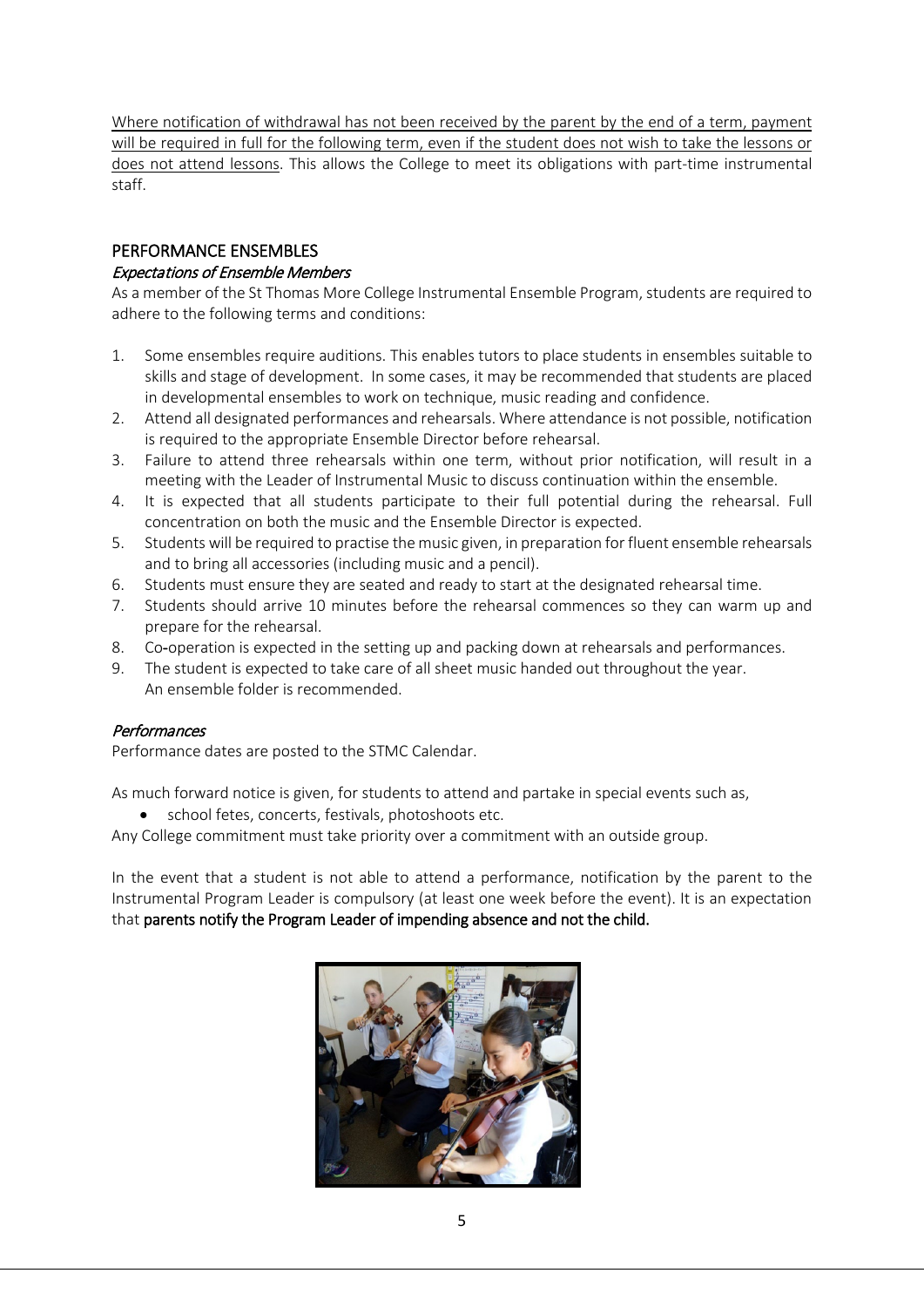<u>Where notification of withdrawal has not been received by the parent by the end of a term, payment will be required in full for the following term, even if the student does not wish to take the lessons or does not attend lessons</u>. This allows the College to meet its obligations with part-time instrumental staff.

## PERFORMANCE ENSEMBLES

### *Expectations of Ensemble Members*

As a member of the St Thomas More College Instrumental Ensemble Program, students are required to adhere to the following terms and conditions:

1. Some ensembles require auditions. This enables tutors to place students in ensembles suitable to skills and stage of development. In some cases, it may be recommended that students are placed in developmental ensembles to work on technique, music reading and confidence.
2. Attend all designated performances and rehearsals. Where attendance is not possible, notification is required to the appropriate Ensemble Director before rehearsal.
3. Failure to attend three rehearsals within one term, without prior notification, will result in a meeting with the Leader of Instrumental Music to discuss continuation within the ensemble.
4. It is expected that all students participate to their full potential during the rehearsal. Full concentration on both the music and the Ensemble Director is expected.
5. Students will be required to practise the music given, in preparation for fluent ensemble rehearsals and to bring all accessories (including music and a pencil).
6. Students must ensure they are seated and ready to start at the designated rehearsal time.
7. Students should arrive 10 minutes before the rehearsal commences so they can warm up and prepare for the rehearsal.
8. Co-operation is expected in the setting up and packing down at rehearsals and performances.
9. The student is expected to take care of all sheet music handed out throughout the year.
   An ensemble folder is recommended.

### *Performances*

Performance dates are posted to the STMC Calendar.

As much forward notice is given, for students to attend and partake in special events such as,

- school fetes, concerts, festivals, photoshoots etc.

Any College commitment must take priority over a commitment with an outside group.

In the event that a student is not able to attend a performance, notification by the parent to the Instrumental Program Leader is compulsory (at least one week before the event). It is an expectation that **parents notify the Program Leader of impending absence and not the child.**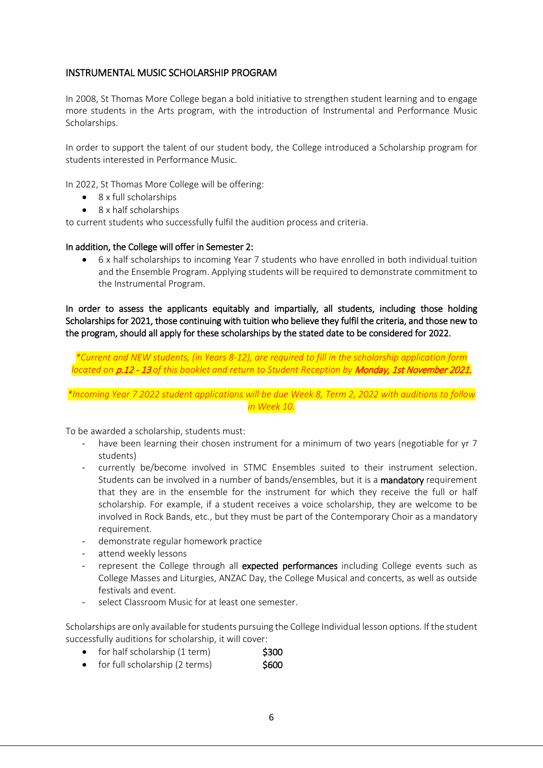## INSTRUMENTAL MUSIC SCHOLARSHIP PROGRAM

In 2008, St Thomas More College began a bold initiative to strengthen student learning and to engage more students in the Arts program, with the introduction of Instrumental and Performance Music Scholarships.

In order to support the talent of our student body, the College introduced a Scholarship program for students interested in Performance Music.

In 2022, St Thomas More College will be offering:

- 8 x full scholarships
- 8 x half scholarships

to current students who successfully fulfil the audition process and criteria.

**In addition, the College will offer in Semester 2:**

- 6 x half scholarships to incoming Year 7 students who have enrolled in both individual tuition and the Ensemble Program. Applying students will be required to demonstrate commitment to the Instrumental Program.

**In order to assess the applicants equitably and impartially, all students, including those holding Scholarships for 2021, those continuing with tuition who believe they fulfil the criteria, and those new to the program, should all apply for these scholarships by the stated date to be considered for 2022.**

*\*Current and NEW students, (in Years 8-12), are required to fill in the scholarship application form located on **p.12 - 13** of this booklet and return to Student Reception by **Monday, 1st November 2021.***

*\*Incoming Year 7 2022 student applications will be due Week 8, Term 2, 2022 with auditions to follow in Week 10.*

To be awarded a scholarship, students must:

- have been learning their chosen instrument for a minimum of two years (negotiable for yr 7 students)
- currently be/become involved in STMC Ensembles suited to their instrument selection. Students can be involved in a number of bands/ensembles, but it is a **mandatory** requirement that they are in the ensemble for the instrument for which they receive the full or half scholarship. For example, if a student receives a voice scholarship, they are welcome to be involved in Rock Bands, etc., but they must be part of the Contemporary Choir as a mandatory requirement.
- demonstrate regular homework practice
- attend weekly lessons
- represent the College through all **expected performances** including College events such as College Masses and Liturgies, ANZAC Day, the College Musical and concerts, as well as outside festivals and event.
- select Classroom Music for at least one semester.

Scholarships are only available for students pursuing the College Individual lesson options. If the student successfully auditions for scholarship, it will cover:

- for half scholarship (1 term) **$300**
- for full scholarship (2 terms) **$600**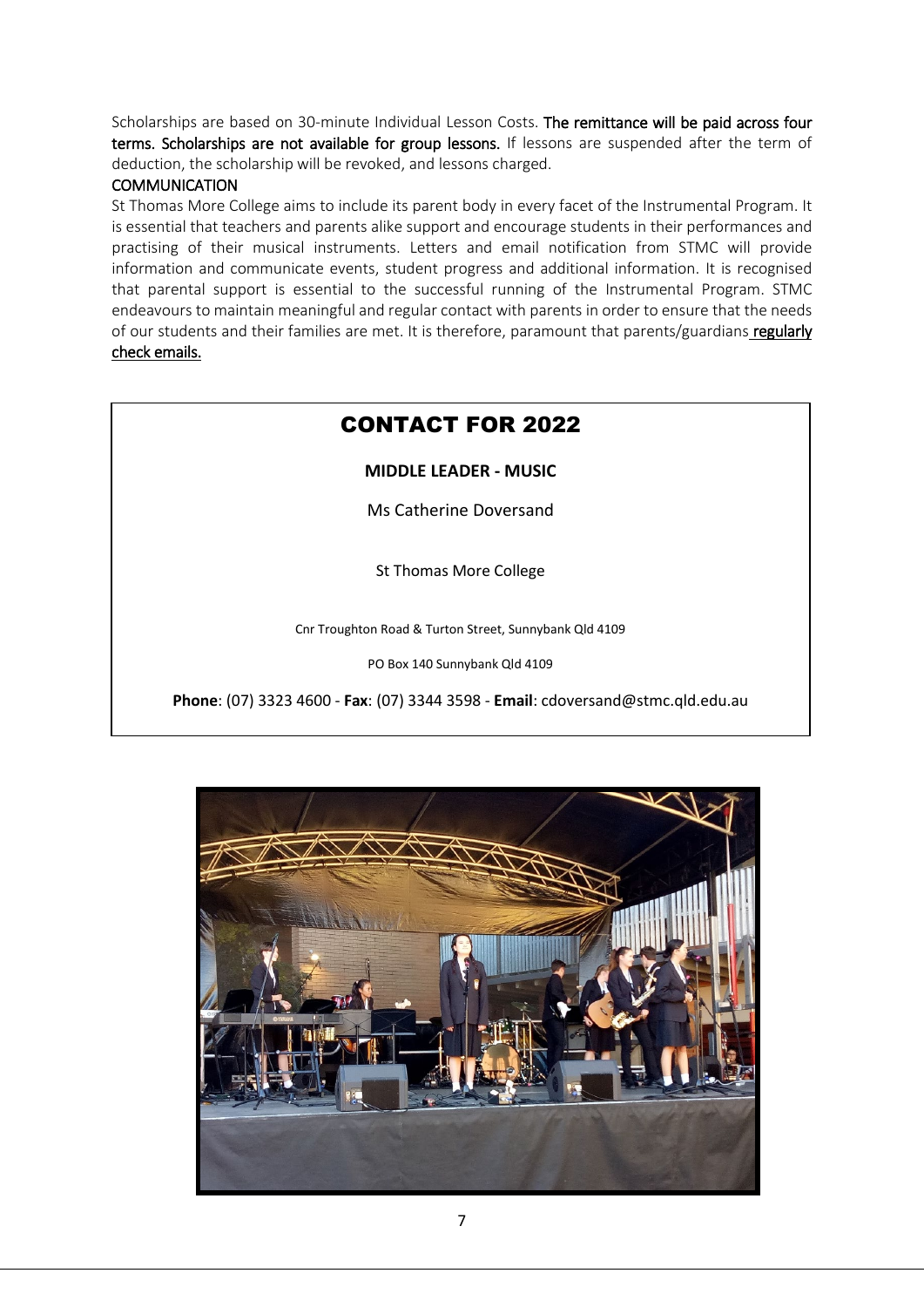Scholarships are based on 30-minute Individual Lesson Costs. **The remittance will be paid across four terms. Scholarships are not available for group lessons.** If lessons are suspended after the term of deduction, the scholarship will be revoked, and lessons charged.

## COMMUNICATION

St Thomas More College aims to include its parent body in every facet of the Instrumental Program. It is essential that teachers and parents alike support and encourage students in their performances and practising of their musical instruments. Letters and email notification from STMC will provide information and communicate events, student progress and additional information. It is recognised that parental support is essential to the successful running of the Instrumental Program. STMC endeavours to maintain meaningful and regular contact with parents in order to ensure that the needs of our students and their families are met. It is therefore, paramount that parents/guardians **regularly check emails.**

## CONTACT FOR 2022

**MIDDLE LEADER - MUSIC**

Ms Catherine Doversand

St Thomas More College

Cnr Troughton Road & Turton Street, Sunnybank Qld 4109

PO Box 140 Sunnybank Qld 4109

**Phone**: (07) 3323 4600 - **Fax**: (07) 3344 3598 - **Email**: cdoversand@stmc.qld.edu.au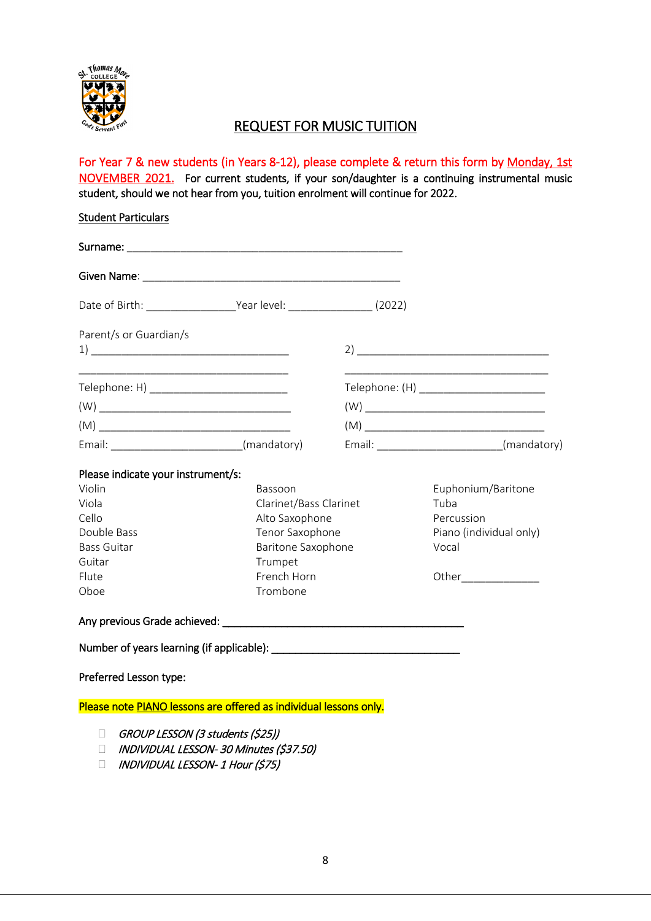# REQUEST FOR MUSIC TUITION

For Year 7 & new students (in Years 8-12), please complete & return this form by Monday, 1st NOVEMBER 2021. For current students, if your son/daughter is a continuing instrumental music student, should we not hear from you, tuition enrolment will continue for 2022.

## Student Particulars

Surname: ______________________________________________

Given Name: ____________________________________________

Date of Birth: _______________ Year level: ______________ (2022)

Parent/s or Guardian/s

| | |
|---|---|
| 1) ________________________________ | 2) ________________________________ |
| ________________________________ | ________________________________ |
| Telephone: H) ______________________ | Telephone: (H) ____________________ |
| (W) ______________________________ | (W) ______________________________ |
| (M) ______________________________ | (M) ______________________________ |
| Email: _____________________(mandatory) | Email: _____________________(mandatory) |

Please indicate your instrument/s:

| | | |
|---|---|---|
| Violin | Bassoon | Euphonium/Baritone |
| Viola | Clarinet/Bass Clarinet | Tuba |
| Cello | Alto Saxophone | Percussion |
| Double Bass | Tenor Saxophone | Piano (individual only) |
| Bass Guitar | Baritone Saxophone | Vocal |
| Guitar | Trumpet | |
| Flute | French Horn | Other_____________ |
| Oboe | Trombone | |

Any previous Grade achieved: ________________________________________

Number of years learning (if applicable): _______________________________

Preferred Lesson type:

Please note PIANO lessons are offered as individual lessons only.

- ☐ *GROUP LESSON (3 students ($25))*
- ☐ *INDIVIDUAL LESSON- 30 Minutes ($37.50)*
- ☐ *INDIVIDUAL LESSON- 1 Hour ($75)*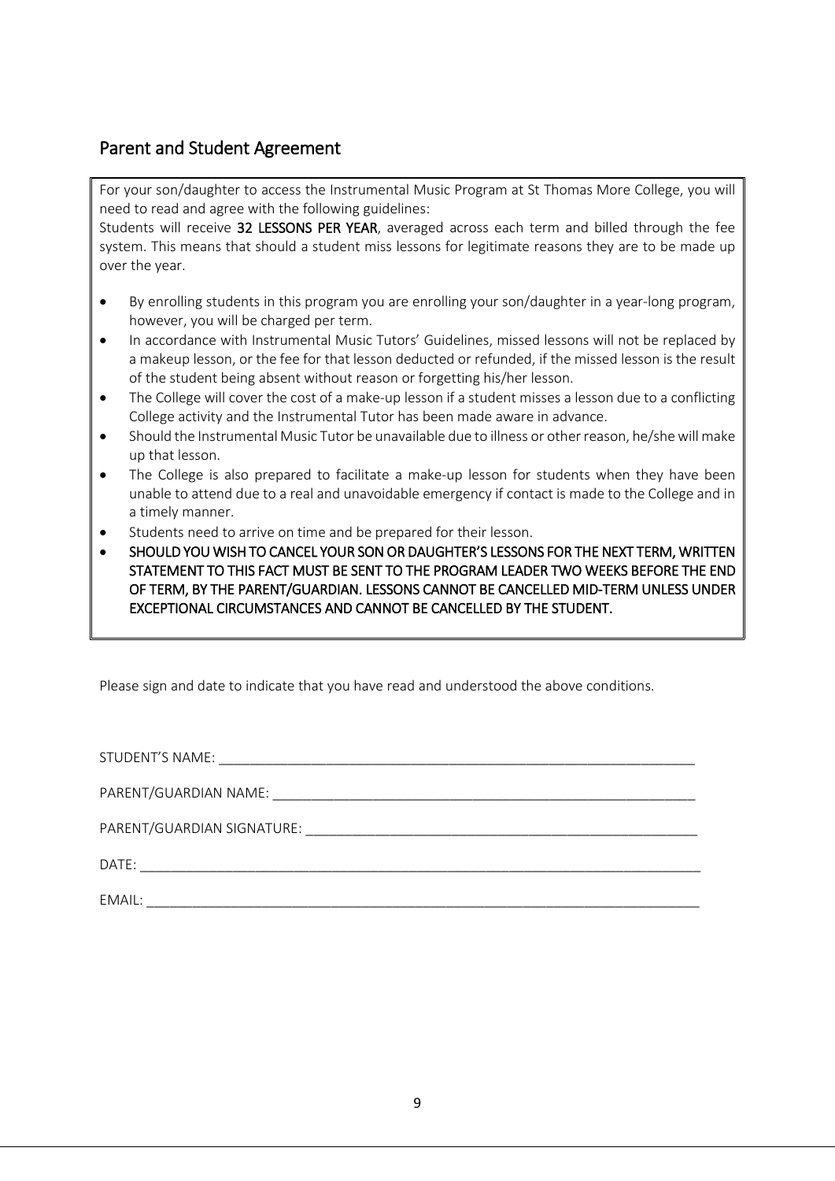## Parent and Student Agreement

For your son/daughter to access the Instrumental Music Program at St Thomas More College, you will need to read and agree with the following guidelines:

Students will receive **32 LESSONS PER YEAR**, averaged across each term and billed through the fee system. This means that should a student miss lessons for legitimate reasons they are to be made up over the year.

- By enrolling students in this program you are enrolling your son/daughter in a year-long program, however, you will be charged per term.
- In accordance with Instrumental Music Tutors' Guidelines, missed lessons will not be replaced by a makeup lesson, or the fee for that lesson deducted or refunded, if the missed lesson is the result of the student being absent without reason or forgetting his/her lesson.
- The College will cover the cost of a make-up lesson if a student misses a lesson due to a conflicting College activity and the Instrumental Tutor has been made aware in advance.
- Should the Instrumental Music Tutor be unavailable due to illness or other reason, he/she will make up that lesson.
- The College is also prepared to facilitate a make-up lesson for students when they have been unable to attend due to a real and unavoidable emergency if contact is made to the College and in a timely manner.
- Students need to arrive on time and be prepared for their lesson.
- SHOULD YOU WISH TO CANCEL YOUR SON OR DAUGHTER'S LESSONS FOR THE NEXT TERM, WRITTEN STATEMENT TO THIS FACT MUST BE SENT TO THE PROGRAM LEADER TWO WEEKS BEFORE THE END OF TERM, BY THE PARENT/GUARDIAN. LESSONS CANNOT BE CANCELLED MID-TERM UNLESS UNDER EXCEPTIONAL CIRCUMSTANCES AND CANNOT BE CANCELLED BY THE STUDENT.

Please sign and date to indicate that you have read and understood the above conditions.

STUDENT'S NAME: ________________________________________________________________

PARENT/GUARDIAN NAME: ___________________________________________________________

PARENT/GUARDIAN SIGNATURE: ______________________________________________________

DATE: __________________________________________________________________________

EMAIL: _________________________________________________________________________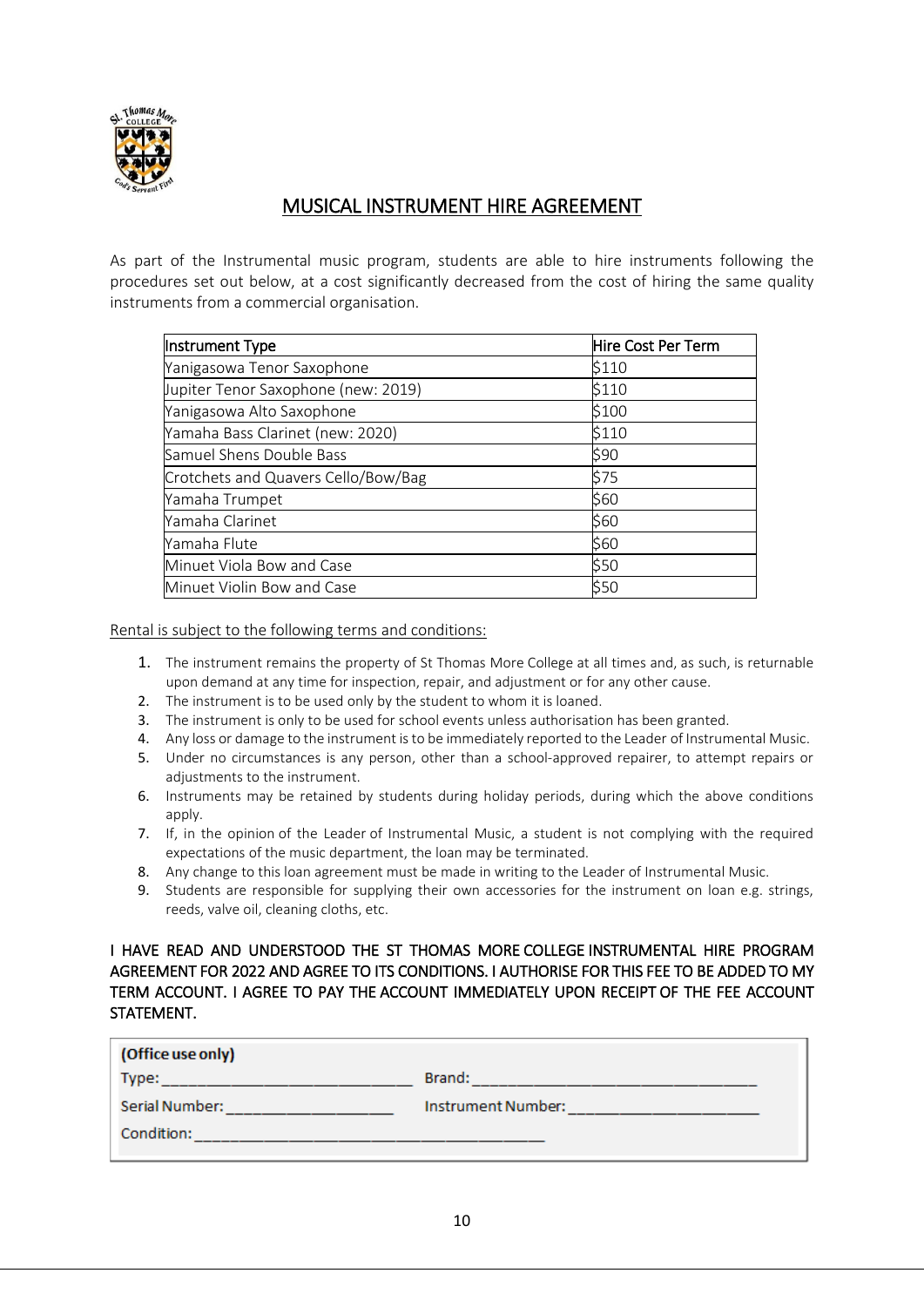# MUSICAL INSTRUMENT HIRE AGREEMENT

As part of the Instrumental music program, students are able to hire instruments following the procedures set out below, at a cost significantly decreased from the cost of hiring the same quality instruments from a commercial organisation.

| Instrument Type | Hire Cost Per Term |
|---|---|
| Yanigasowa Tenor Saxophone | $110 |
| Jupiter Tenor Saxophone (new: 2019) | $110 |
| Yanigasowa Alto Saxophone | $100 |
| Yamaha Bass Clarinet (new: 2020) | $110 |
| Samuel Shens Double Bass | $90 |
| Crotchets and Quavers Cello/Bow/Bag | $75 |
| Yamaha Trumpet | $60 |
| Yamaha Clarinet | $60 |
| Yamaha Flute | $60 |
| Minuet Viola Bow and Case | $50 |
| Minuet Violin Bow and Case | $50 |

Rental is subject to the following terms and conditions:

1. The instrument remains the property of St Thomas More College at all times and, as such, is returnable upon demand at any time for inspection, repair, and adjustment or for any other cause.
2. The instrument is to be used only by the student to whom it is loaned.
3. The instrument is only to be used for school events unless authorisation has been granted.
4. Any loss or damage to the instrument is to be immediately reported to the Leader of Instrumental Music.
5. Under no circumstances is any person, other than a school-approved repairer, to attempt repairs or adjustments to the instrument.
6. Instruments may be retained by students during holiday periods, during which the above conditions apply.
7. If, in the opinion of the Leader of Instrumental Music, a student is not complying with the required expectations of the music department, the loan may be terminated.
8. Any change to this loan agreement must be made in writing to the Leader of Instrumental Music.
9. Students are responsible for supplying their own accessories for the instrument on loan e.g. strings, reeds, valve oil, cleaning cloths, etc.

I HAVE READ AND UNDERSTOOD THE ST THOMAS MORE COLLEGE INSTRUMENTAL HIRE PROGRAM AGREEMENT FOR 2022 AND AGREE TO ITS CONDITIONS. I AUTHORISE FOR THIS FEE TO BE ADDED TO MY TERM ACCOUNT. I AGREE TO PAY THE ACCOUNT IMMEDIATELY UPON RECEIPT OF THE FEE ACCOUNT STATEMENT.

**(Office use only)**

Type: ____________________________ Brand: ________________________________

Serial Number: ____________________ Instrument Number: ______________________

Condition: ________________________________________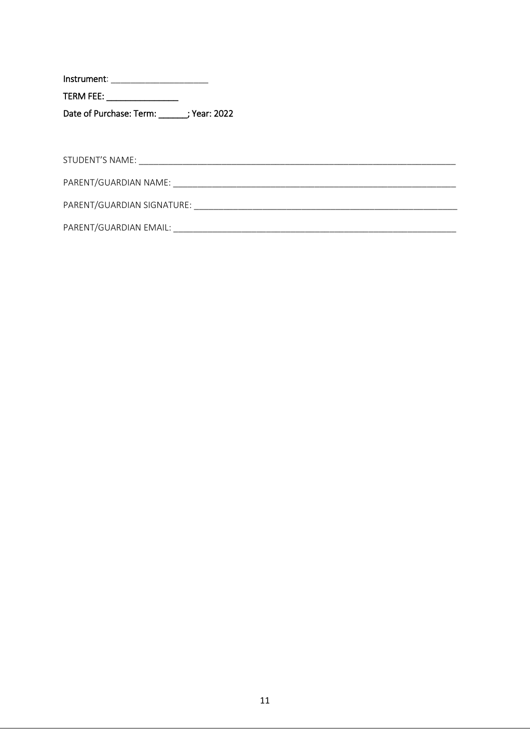**Instrument**: ____________________

**TERM FEE: _______________**

**Date of Purchase: Term: ______; Year: 2022**

STUDENT'S NAME: ____________________________________________________________________

PARENT/GUARDIAN NAME: ______________________________________________________________

PARENT/GUARDIAN SIGNATURE: __________________________________________________________

PARENT/GUARDIAN EMAIL: _____________________________________________________________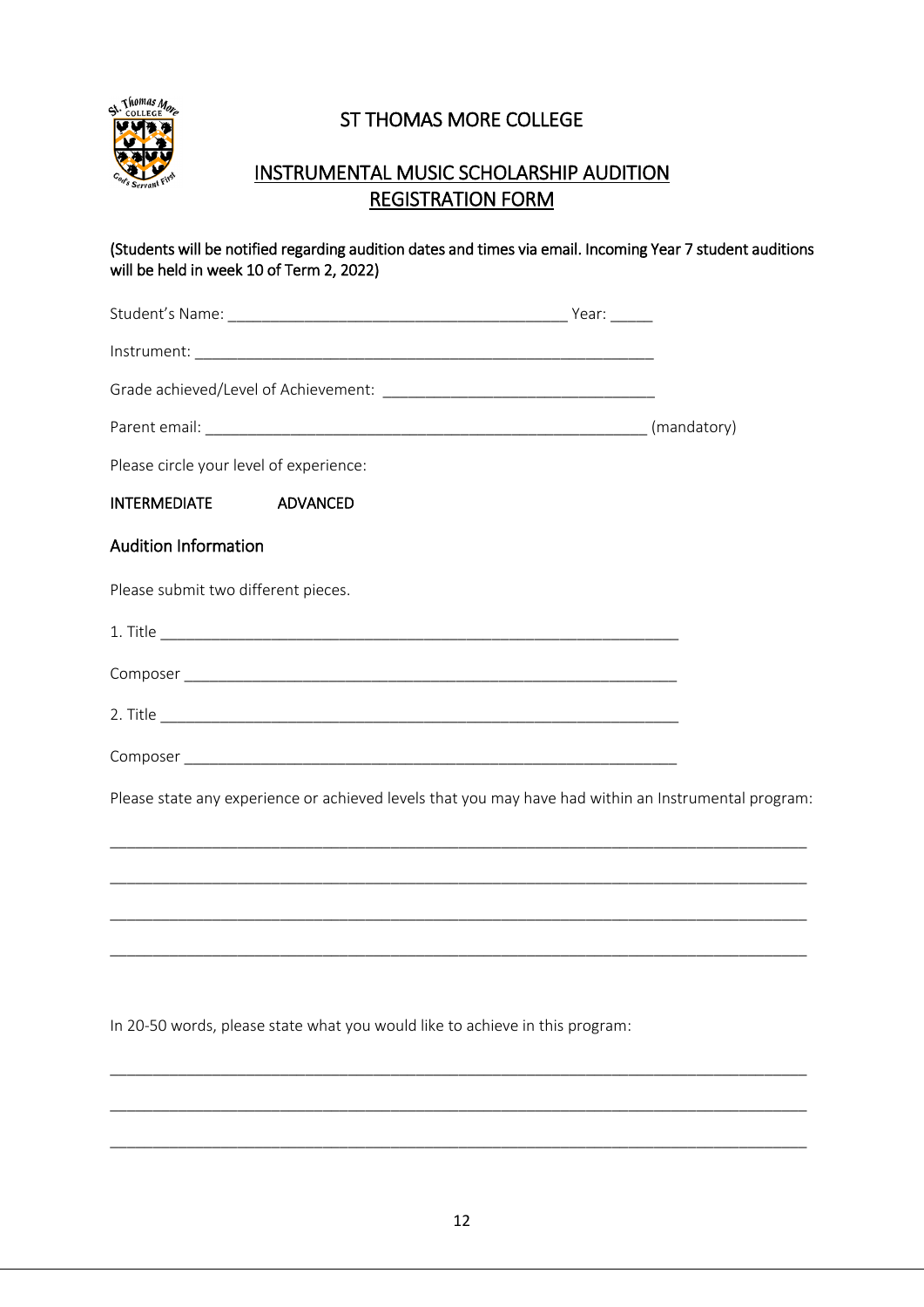# ST THOMAS MORE COLLEGE

## INSTRUMENTAL MUSIC SCHOLARSHIP AUDITION REGISTRATION FORM

**(Students will be notified regarding audition dates and times via email. Incoming Year 7 student auditions will be held in week 10 of Term 2, 2022)**

Student's Name: ________________________________________ Year: _____

Instrument: _________________________________________________________

Grade achieved/Level of Achievement: ________________________________

Parent email: ______________________________________________________ (mandatory)

Please circle your level of experience:

**INTERMEDIATE** **ADVANCED**

### Audition Information

Please submit two different pieces.

1. Title ____________________________________________________________

Composer __________________________________________________________

2. Title ____________________________________________________________

Composer __________________________________________________________

Please state any experience or achieved levels that you may have had within an Instrumental program:

_____________________________________________________________________________

_____________________________________________________________________________

_____________________________________________________________________________

_____________________________________________________________________________

In 20-50 words, please state what you would like to achieve in this program:

_____________________________________________________________________________

_____________________________________________________________________________

_____________________________________________________________________________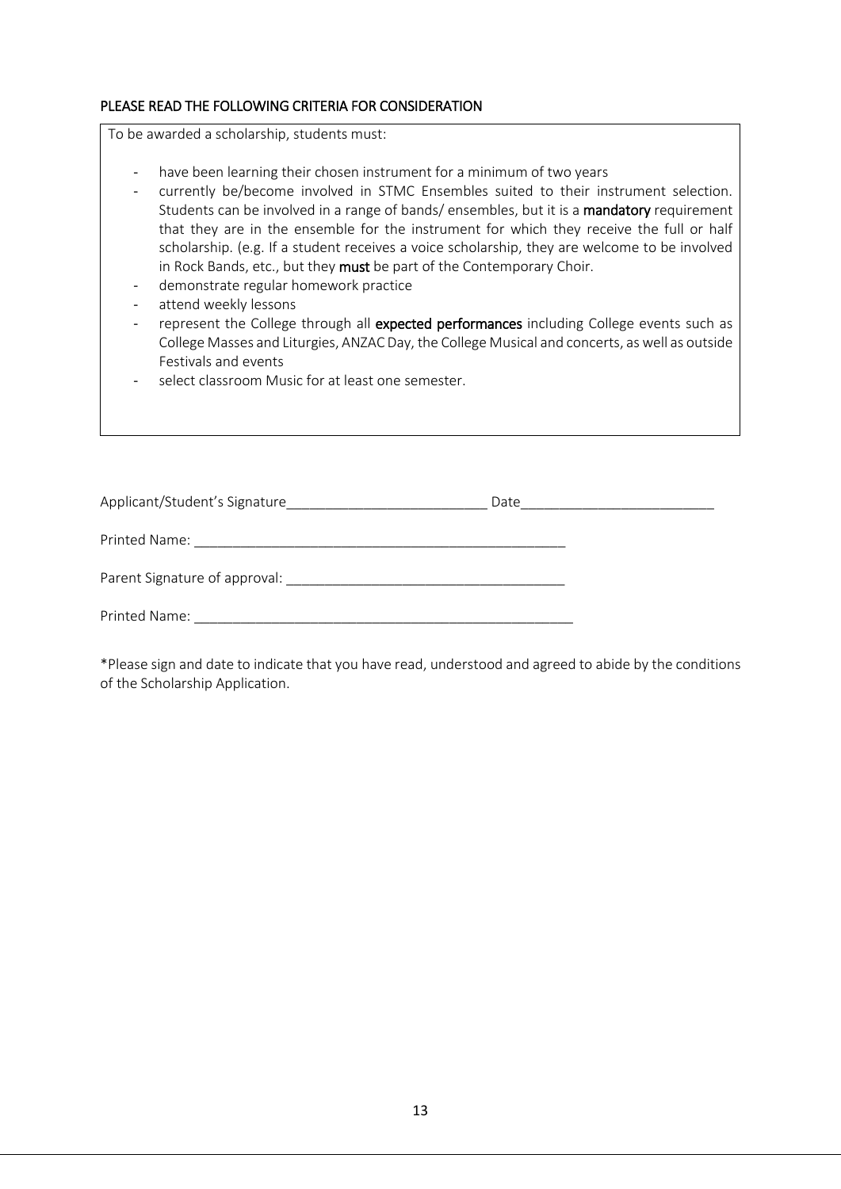PLEASE READ THE FOLLOWING CRITERIA FOR CONSIDERATION

To be awarded a scholarship, students must:

- have been learning their chosen instrument for a minimum of two years
- currently be/become involved in STMC Ensembles suited to their instrument selection. Students can be involved in a range of bands/ ensembles, but it is a **mandatory** requirement that they are in the ensemble for the instrument for which they receive the full or half scholarship. (e.g. If a student receives a voice scholarship, they are welcome to be involved in Rock Bands, etc., but they **must** be part of the Contemporary Choir.
- demonstrate regular homework practice
- attend weekly lessons
- represent the College through all **expected performances** including College events such as College Masses and Liturgies, ANZAC Day, the College Musical and concerts, as well as outside Festivals and events
- select classroom Music for at least one semester.

Applicant/Student's Signature__________________________ Date_________________________

Printed Name: __________________________________________________

Parent Signature of approval: ____________________________________

Printed Name: ___________________________________________________

*Please sign and date to indicate that you have read, understood and agreed to abide by the conditions of the Scholarship Application.